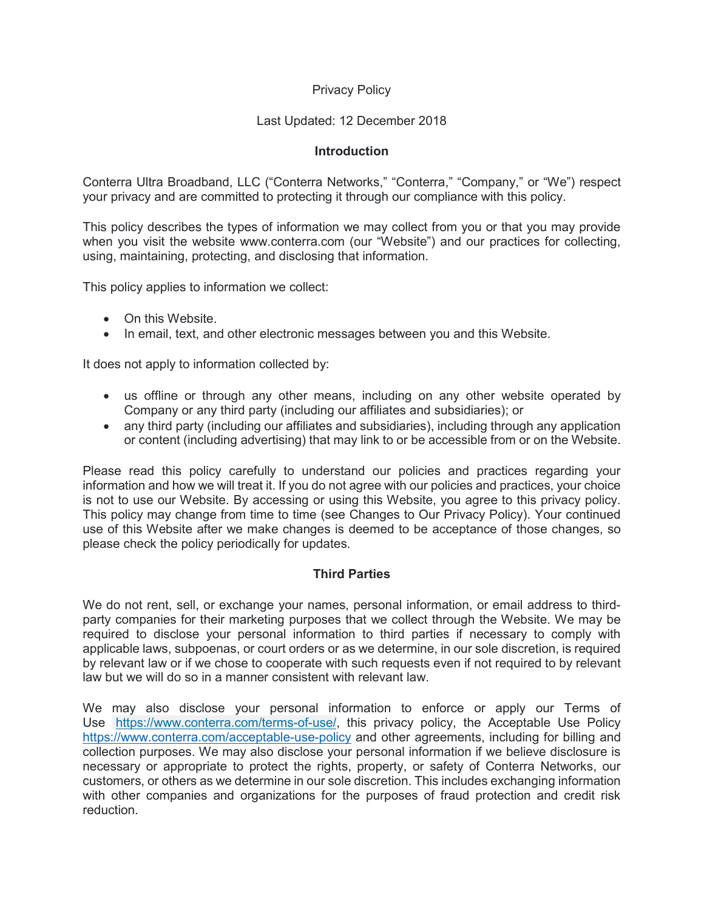# Privacy Policy

Last Updated: 12 December 2018

## Introduction

Conterra Ultra Broadband, LLC ("Conterra Networks," "Conterra," "Company," or "We") respect your privacy and are committed to protecting it through our compliance with this policy.

This policy describes the types of information we may collect from you or that you may provide when you visit the website www.conterra.com (our "Website") and our practices for collecting, using, maintaining, protecting, and disclosing that information.

This policy applies to information we collect:

- On this Website.
- In email, text, and other electronic messages between you and this Website.

It does not apply to information collected by:

- us offline or through any other means, including on any other website operated by Company or any third party (including our affiliates and subsidiaries); or
- any third party (including our affiliates and subsidiaries), including through any application or content (including advertising) that may link to or be accessible from or on the Website.

Please read this policy carefully to understand our policies and practices regarding your information and how we will treat it. If you do not agree with our policies and practices, your choice is not to use our Website. By accessing or using this Website, you agree to this privacy policy. This policy may change from time to time (see Changes to Our Privacy Policy). Your continued use of this Website after we make changes is deemed to be acceptance of those changes, so please check the policy periodically for updates.

## Third Parties

We do not rent, sell, or exchange your names, personal information, or email address to third-party companies for their marketing purposes that we collect through the Website. We may be required to disclose your personal information to third parties if necessary to comply with applicable laws, subpoenas, or court orders or as we determine, in our sole discretion, is required by relevant law or if we chose to cooperate with such requests even if not required to by relevant law but we will do so in a manner consistent with relevant law.

We may also disclose your personal information to enforce or apply our Terms of Use https://www.conterra.com/terms-of-use/, this privacy policy, the Acceptable Use Policy https://www.conterra.com/acceptable-use-policy and other agreements, including for billing and collection purposes. We may also disclose your personal information if we believe disclosure is necessary or appropriate to protect the rights, property, or safety of Conterra Networks, our customers, or others as we determine in our sole discretion. This includes exchanging information with other companies and organizations for the purposes of fraud protection and credit risk reduction.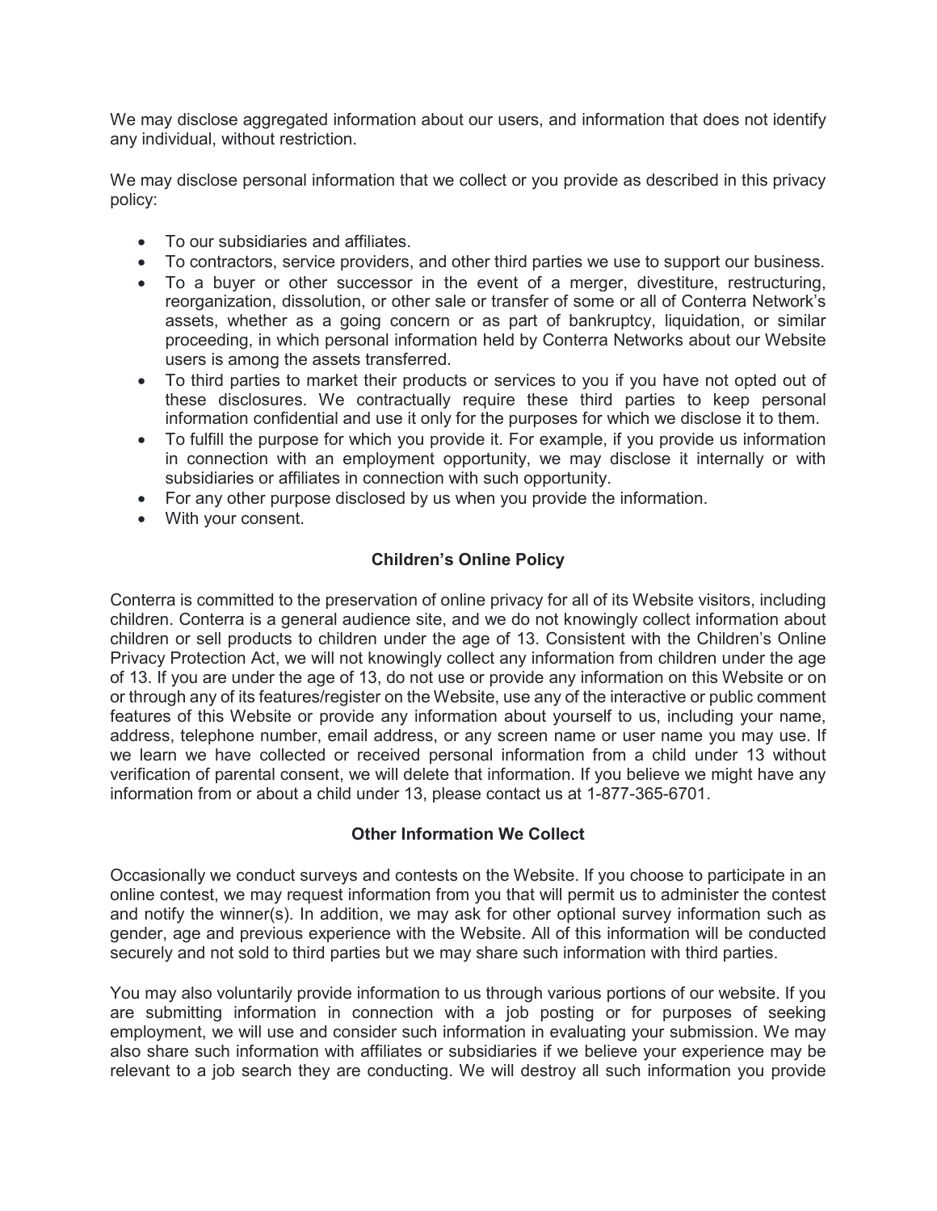We may disclose aggregated information about our users, and information that does not identify any individual, without restriction.

We may disclose personal information that we collect or you provide as described in this privacy policy:

- To our subsidiaries and affiliates.
- To contractors, service providers, and other third parties we use to support our business.
- To a buyer or other successor in the event of a merger, divestiture, restructuring, reorganization, dissolution, or other sale or transfer of some or all of Conterra Network's assets, whether as a going concern or as part of bankruptcy, liquidation, or similar proceeding, in which personal information held by Conterra Networks about our Website users is among the assets transferred.
- To third parties to market their products or services to you if you have not opted out of these disclosures. We contractually require these third parties to keep personal information confidential and use it only for the purposes for which we disclose it to them.
- To fulfill the purpose for which you provide it. For example, if you provide us information in connection with an employment opportunity, we may disclose it internally or with subsidiaries or affiliates in connection with such opportunity.
- For any other purpose disclosed by us when you provide the information.
- With your consent.

**Children's Online Policy**

Conterra is committed to the preservation of online privacy for all of its Website visitors, including children. Conterra is a general audience site, and we do not knowingly collect information about children or sell products to children under the age of 13. Consistent with the Children's Online Privacy Protection Act, we will not knowingly collect any information from children under the age of 13. If you are under the age of 13, do not use or provide any information on this Website or on or through any of its features/register on the Website, use any of the interactive or public comment features of this Website or provide any information about yourself to us, including your name, address, telephone number, email address, or any screen name or user name you may use. If we learn we have collected or received personal information from a child under 13 without verification of parental consent, we will delete that information. If you believe we might have any information from or about a child under 13, please contact us at 1-877-365-6701.

**Other Information We Collect**

Occasionally we conduct surveys and contests on the Website. If you choose to participate in an online contest, we may request information from you that will permit us to administer the contest and notify the winner(s). In addition, we may ask for other optional survey information such as gender, age and previous experience with the Website. All of this information will be conducted securely and not sold to third parties but we may share such information with third parties.

You may also voluntarily provide information to us through various portions of our website. If you are submitting information in connection with a job posting or for purposes of seeking employment, we will use and consider such information in evaluating your submission. We may also share such information with affiliates or subsidiaries if we believe your experience may be relevant to a job search they are conducting. We will destroy all such information you provide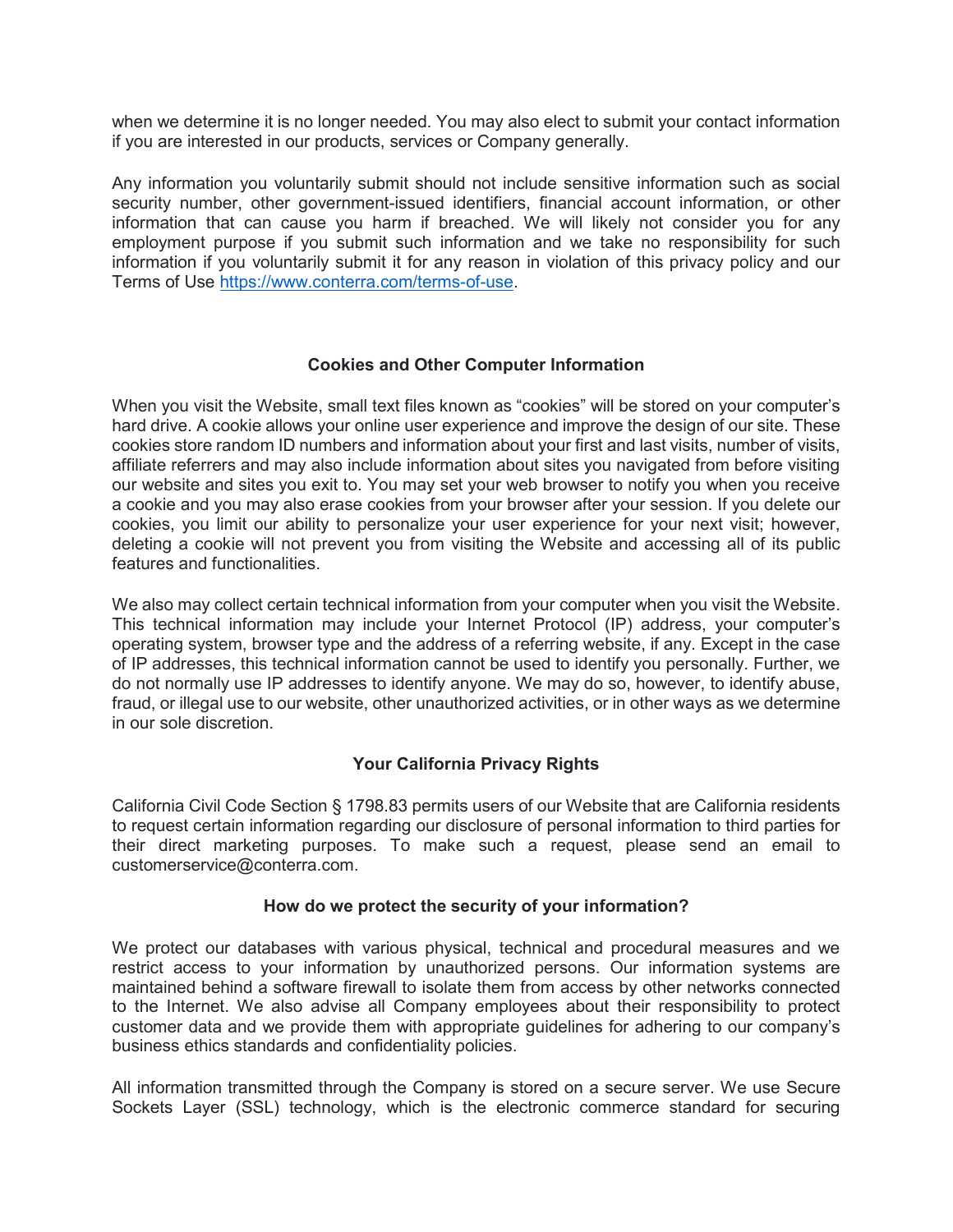when we determine it is no longer needed. You may also elect to submit your contact information if you are interested in our products, services or Company generally.

Any information you voluntarily submit should not include sensitive information such as social security number, other government-issued identifiers, financial account information, or other information that can cause you harm if breached. We will likely not consider you for any employment purpose if you submit such information and we take no responsibility for such information if you voluntarily submit it for any reason in violation of this privacy policy and our Terms of Use [https://www.conterra.com/terms-of-use](https://www.conterra.com/terms-of-use).

## Cookies and Other Computer Information

When you visit the Website, small text files known as "cookies" will be stored on your computer's hard drive. A cookie allows your online user experience and improve the design of our site. These cookies store random ID numbers and information about your first and last visits, number of visits, affiliate referrers and may also include information about sites you navigated from before visiting our website and sites you exit to. You may set your web browser to notify you when you receive a cookie and you may also erase cookies from your browser after your session. If you delete our cookies, you limit our ability to personalize your user experience for your next visit; however, deleting a cookie will not prevent you from visiting the Website and accessing all of its public features and functionalities.

We also may collect certain technical information from your computer when you visit the Website. This technical information may include your Internet Protocol (IP) address, your computer's operating system, browser type and the address of a referring website, if any. Except in the case of IP addresses, this technical information cannot be used to identify you personally. Further, we do not normally use IP addresses to identify anyone. We may do so, however, to identify abuse, fraud, or illegal use to our website, other unauthorized activities, or in other ways as we determine in our sole discretion.

## Your California Privacy Rights

California Civil Code Section § 1798.83 permits users of our Website that are California residents to request certain information regarding our disclosure of personal information to third parties for their direct marketing purposes. To make such a request, please send an email to customerservice@conterra.com.

## How do we protect the security of your information?

We protect our databases with various physical, technical and procedural measures and we restrict access to your information by unauthorized persons. Our information systems are maintained behind a software firewall to isolate them from access by other networks connected to the Internet. We also advise all Company employees about their responsibility to protect customer data and we provide them with appropriate guidelines for adhering to our company's business ethics standards and confidentiality policies.

All information transmitted through the Company is stored on a secure server. We use Secure Sockets Layer (SSL) technology, which is the electronic commerce standard for securing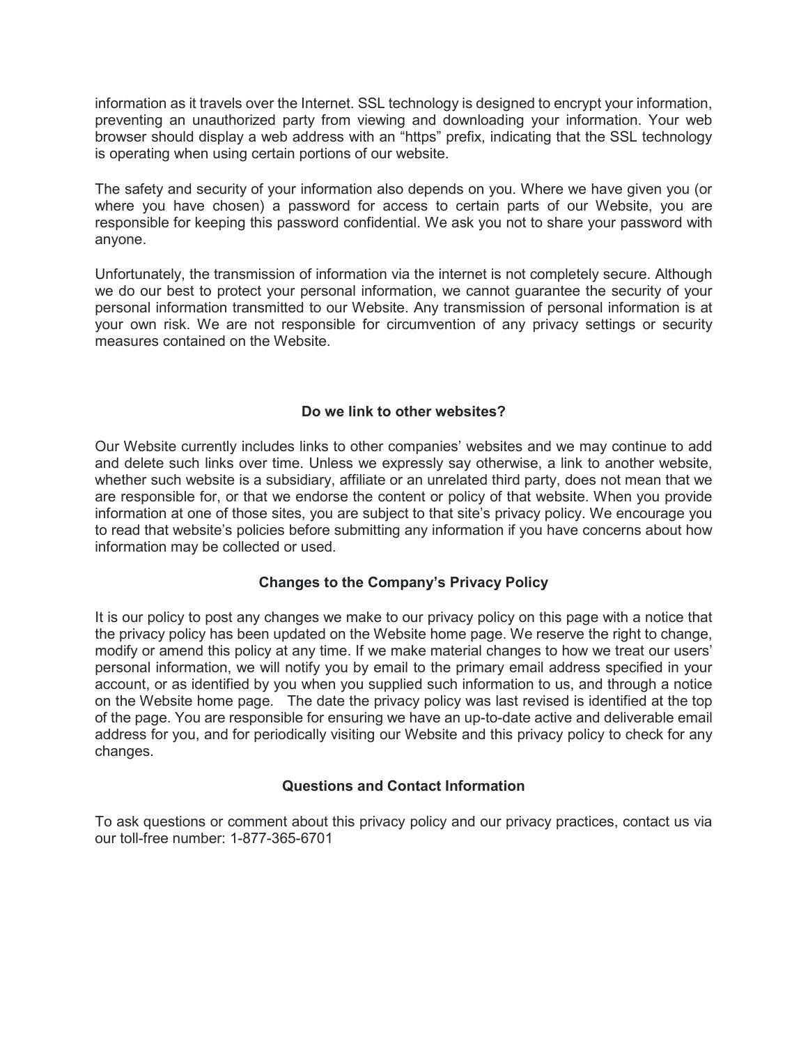information as it travels over the Internet. SSL technology is designed to encrypt your information, preventing an unauthorized party from viewing and downloading your information. Your web browser should display a web address with an "https" prefix, indicating that the SSL technology is operating when using certain portions of our website.

The safety and security of your information also depends on you. Where we have given you (or where you have chosen) a password for access to certain parts of our Website, you are responsible for keeping this password confidential. We ask you not to share your password with anyone.

Unfortunately, the transmission of information via the internet is not completely secure. Although we do our best to protect your personal information, we cannot guarantee the security of your personal information transmitted to our Website. Any transmission of personal information is at your own risk. We are not responsible for circumvention of any privacy settings or security measures contained on the Website.

## Do we link to other websites?

Our Website currently includes links to other companies' websites and we may continue to add and delete such links over time. Unless we expressly say otherwise, a link to another website, whether such website is a subsidiary, affiliate or an unrelated third party, does not mean that we are responsible for, or that we endorse the content or policy of that website. When you provide information at one of those sites, you are subject to that site's privacy policy. We encourage you to read that website's policies before submitting any information if you have concerns about how information may be collected or used.

## Changes to the Company's Privacy Policy

It is our policy to post any changes we make to our privacy policy on this page with a notice that the privacy policy has been updated on the Website home page. We reserve the right to change, modify or amend this policy at any time. If we make material changes to how we treat our users' personal information, we will notify you by email to the primary email address specified in your account, or as identified by you when you supplied such information to us, and through a notice on the Website home page. The date the privacy policy was last revised is identified at the top of the page. You are responsible for ensuring we have an up-to-date active and deliverable email address for you, and for periodically visiting our Website and this privacy policy to check for any changes.

## Questions and Contact Information

To ask questions or comment about this privacy policy and our privacy practices, contact us via our toll-free number: 1-877-365-6701